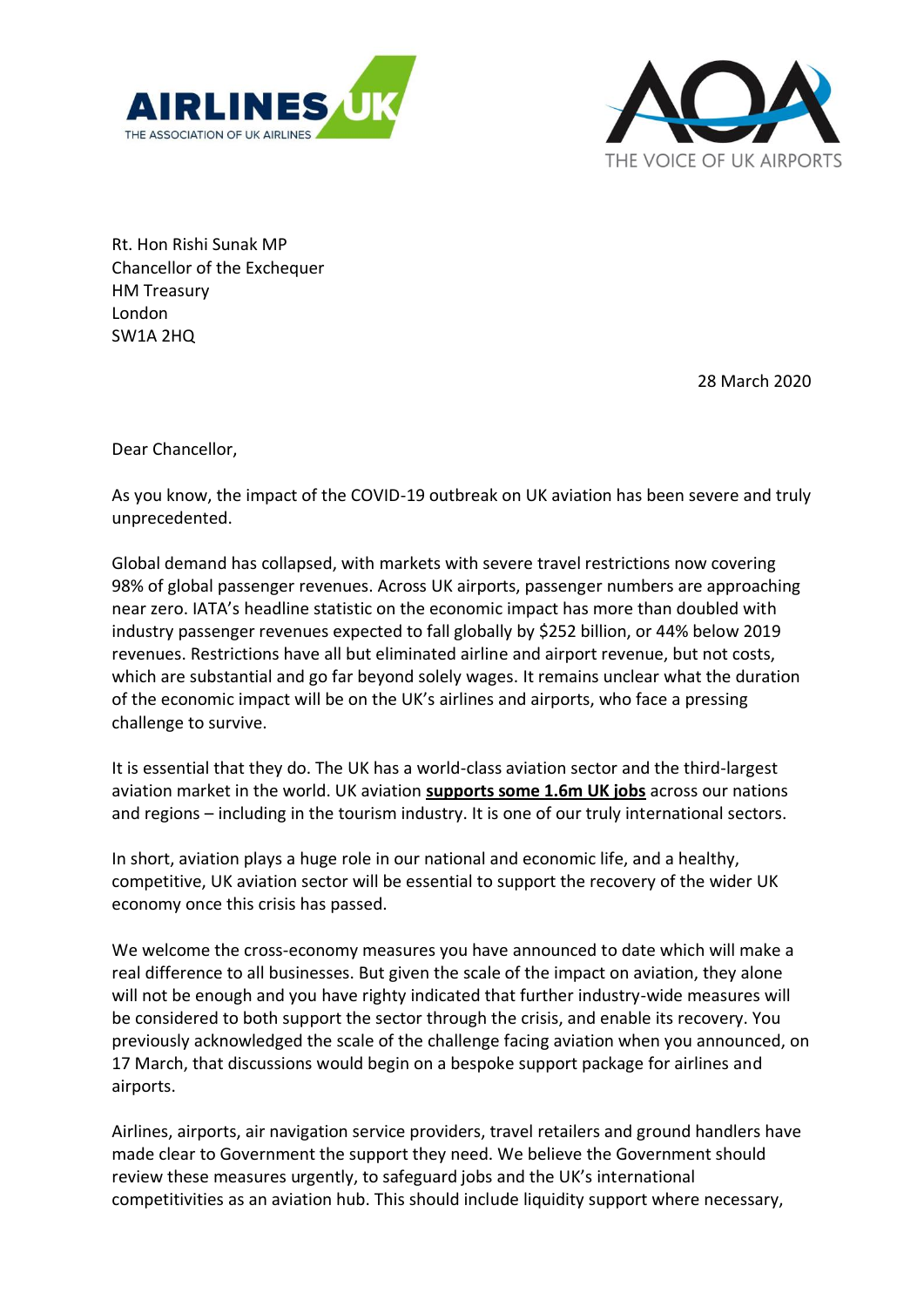AIRLINES UK
THE ASSOCIATION OF UK AIRLINES

AOA
THE VOICE OF UK AIRPORTS

Rt. Hon Rishi Sunak MP
Chancellor of the Exchequer
HM Treasury
London
SW1A 2HQ

28 March 2020

Dear Chancellor,

As you know, the impact of the COVID-19 outbreak on UK aviation has been severe and truly unprecedented.

Global demand has collapsed, with markets with severe travel restrictions now covering 98% of global passenger revenues. Across UK airports, passenger numbers are approaching near zero. IATA's headline statistic on the economic impact has more than doubled with industry passenger revenues expected to fall globally by $252 billion, or 44% below 2019 revenues. Restrictions have all but eliminated airline and airport revenue, but not costs, which are substantial and go far beyond solely wages. It remains unclear what the duration of the economic impact will be on the UK's airlines and airports, who face a pressing challenge to survive.

It is essential that they do. The UK has a world-class aviation sector and the third-largest aviation market in the world. UK aviation **supports some 1.6m UK jobs** across our nations and regions – including in the tourism industry. It is one of our truly international sectors.

In short, aviation plays a huge role in our national and economic life, and a healthy, competitive, UK aviation sector will be essential to support the recovery of the wider UK economy once this crisis has passed.

We welcome the cross-economy measures you have announced to date which will make a real difference to all businesses. But given the scale of the impact on aviation, they alone will not be enough and you have righty indicated that further industry-wide measures will be considered to both support the sector through the crisis, and enable its recovery. You previously acknowledged the scale of the challenge facing aviation when you announced, on 17 March, that discussions would begin on a bespoke support package for airlines and airports.

Airlines, airports, air navigation service providers, travel retailers and ground handlers have made clear to Government the support they need. We believe the Government should review these measures urgently, to safeguard jobs and the UK's international competitivities as an aviation hub. This should include liquidity support where necessary,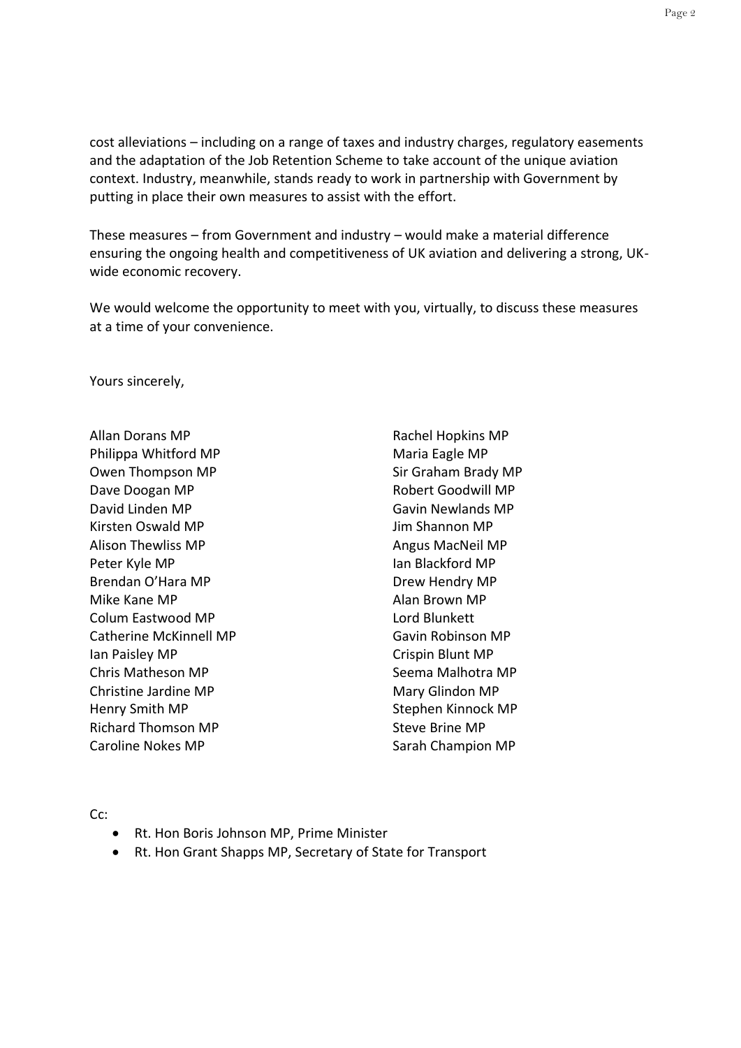cost alleviations – including on a range of taxes and industry charges, regulatory easements and the adaptation of the Job Retention Scheme to take account of the unique aviation context. Industry, meanwhile, stands ready to work in partnership with Government by putting in place their own measures to assist with the effort.

These measures – from Government and industry – would make a material difference ensuring the ongoing health and competitiveness of UK aviation and delivering a strong, UK-wide economic recovery.

We would welcome the opportunity to meet with you, virtually, to discuss these measures at a time of your convenience.

Yours sincerely,

Allan Dorans MP
Philippa Whitford MP
Owen Thompson MP
Dave Doogan MP
David Linden MP
Kirsten Oswald MP
Alison Thewliss MP
Peter Kyle MP
Brendan O'Hara MP
Mike Kane MP
Colum Eastwood MP
Catherine McKinnell MP
Ian Paisley MP
Chris Matheson MP
Christine Jardine MP
Henry Smith MP
Richard Thomson MP
Caroline Nokes MP
Rachel Hopkins MP
Maria Eagle MP
Sir Graham Brady MP
Robert Goodwill MP
Gavin Newlands MP
Jim Shannon MP
Angus MacNeil MP
Ian Blackford MP
Drew Hendry MP
Alan Brown MP
Lord Blunkett
Gavin Robinson MP
Crispin Blunt MP
Seema Malhotra MP
Mary Glindon MP
Stephen Kinnock MP
Steve Brine MP
Sarah Champion MP

Cc:

- Rt. Hon Boris Johnson MP, Prime Minister
- Rt. Hon Grant Shapps MP, Secretary of State for Transport